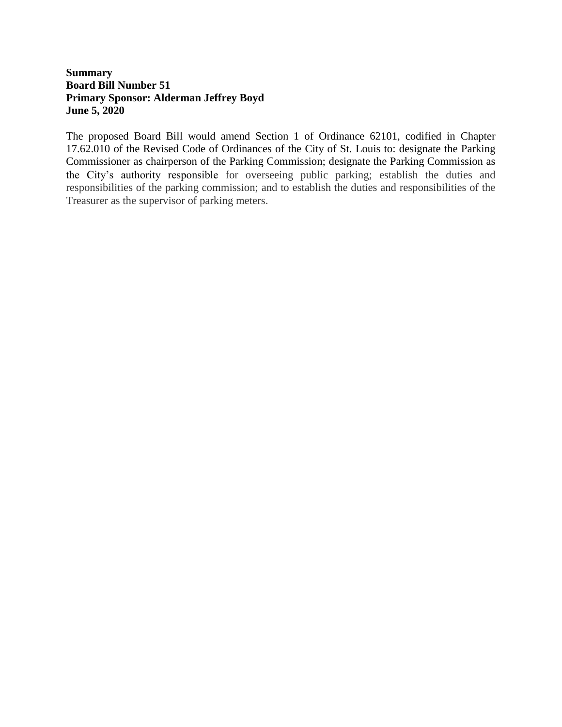**Summary**
**Board Bill Number 51**
**Primary Sponsor: Alderman Jeffrey Boyd**
**June 5, 2020**

The proposed Board Bill would amend Section 1 of Ordinance 62101, codified in Chapter 17.62.010 of the Revised Code of Ordinances of the City of St. Louis to: designate the Parking Commissioner as chairperson of the Parking Commission; designate the Parking Commission as the City's authority responsible for overseeing public parking; establish the duties and responsibilities of the parking commission; and to establish the duties and responsibilities of the Treasurer as the supervisor of parking meters.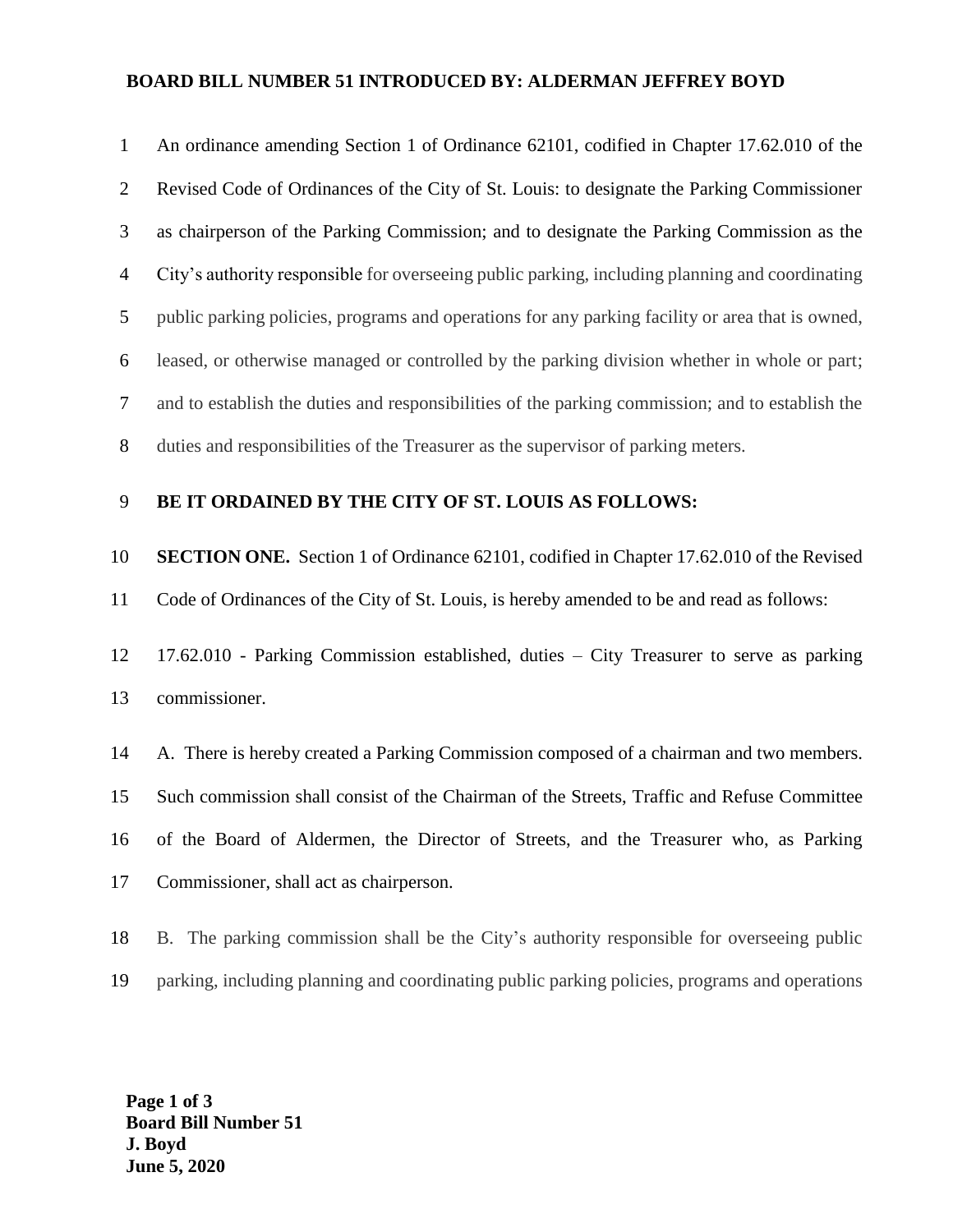**BOARD BILL NUMBER 51 INTRODUCED BY: ALDERMAN JEFFREY BOYD**

An ordinance amending Section 1 of Ordinance 62101, codified in Chapter 17.62.010 of the Revised Code of Ordinances of the City of St. Louis: to designate the Parking Commissioner as chairperson of the Parking Commission; and to designate the Parking Commission as the City's authority responsible for overseeing public parking, including planning and coordinating public parking policies, programs and operations for any parking facility or area that is owned, leased, or otherwise managed or controlled by the parking division whether in whole or part; and to establish the duties and responsibilities of the parking commission; and to establish the duties and responsibilities of the Treasurer as the supervisor of parking meters.

**BE IT ORDAINED BY THE CITY OF ST. LOUIS AS FOLLOWS:**

**SECTION ONE.** Section 1 of Ordinance 62101, codified in Chapter 17.62.010 of the Revised Code of Ordinances of the City of St. Louis, is hereby amended to be and read as follows:

17.62.010 - Parking Commission established, duties – City Treasurer to serve as parking commissioner.

A. There is hereby created a Parking Commission composed of a chairman and two members. Such commission shall consist of the Chairman of the Streets, Traffic and Refuse Committee of the Board of Aldermen, the Director of Streets, and the Treasurer who, as Parking Commissioner, shall act as chairperson.

B. The parking commission shall be the City's authority responsible for overseeing public parking, including planning and coordinating public parking policies, programs and operations

**Page 1 of 3**
**Board Bill Number 51**
**J. Boyd**
**June 5, 2020**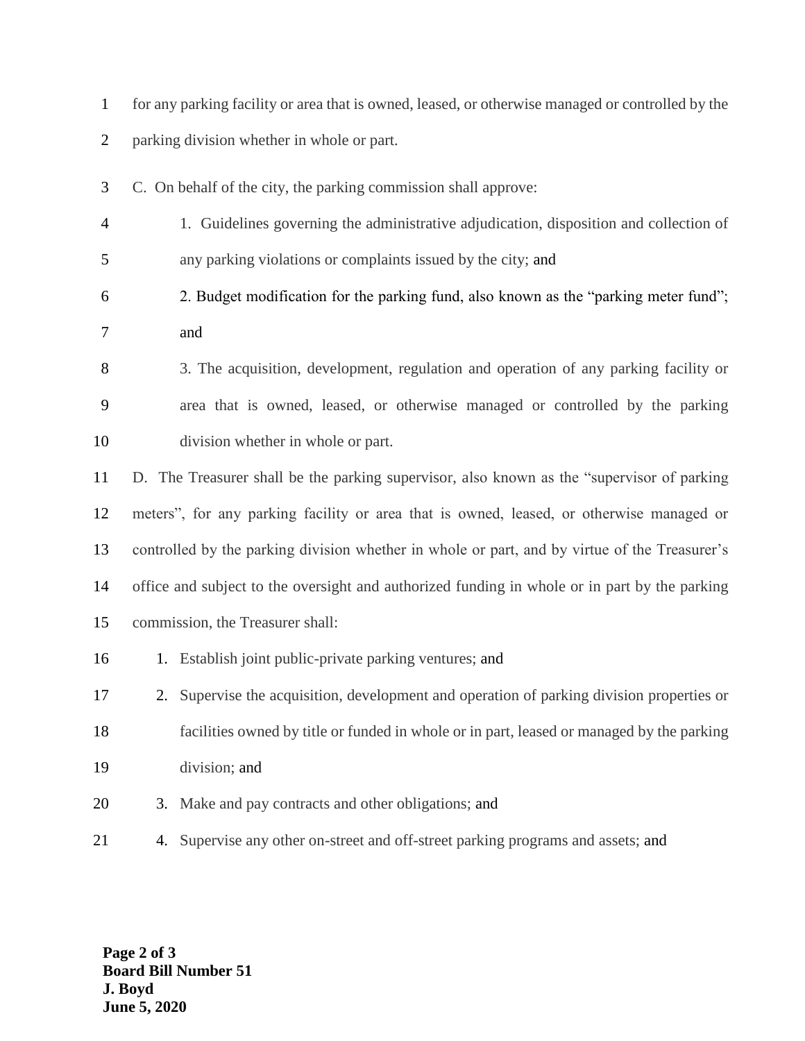for any parking facility or area that is owned, leased, or otherwise managed or controlled by the parking division whether in whole or part.

C. On behalf of the city, the parking commission shall approve:

1. Guidelines governing the administrative adjudication, disposition and collection of any parking violations or complaints issued by the city; and
2. Budget modification for the parking fund, also known as the "parking meter fund"; and
3. The acquisition, development, regulation and operation of any parking facility or area that is owned, leased, or otherwise managed or controlled by the parking division whether in whole or part.

D. The Treasurer shall be the parking supervisor, also known as the "supervisor of parking meters", for any parking facility or area that is owned, leased, or otherwise managed or controlled by the parking division whether in whole or part, and by virtue of the Treasurer's office and subject to the oversight and authorized funding in whole or in part by the parking commission, the Treasurer shall:

1. Establish joint public-private parking ventures; and
2. Supervise the acquisition, development and operation of parking division properties or facilities owned by title or funded in whole or in part, leased or managed by the parking division; and
3. Make and pay contracts and other obligations; and
4. Supervise any other on-street and off-street parking programs and assets; and

**Board Bill Number 51**
**J. Boyd**
**June 5, 2020**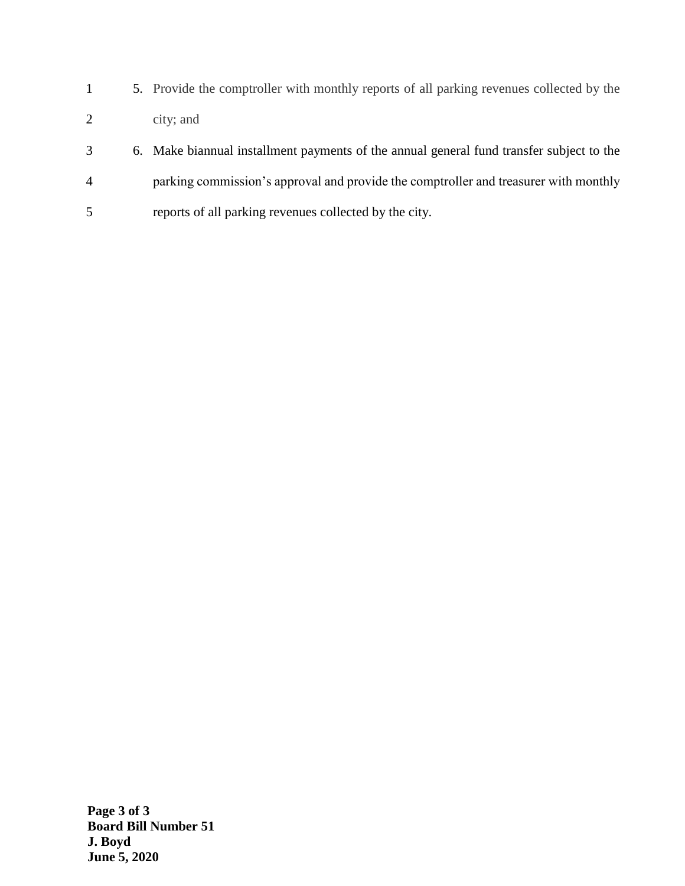5. Provide the comptroller with monthly reports of all parking revenues collected by the city; and
6. Make biannual installment payments of the annual general fund transfer subject to the parking commission's approval and provide the comptroller and treasurer with monthly reports of all parking revenues collected by the city.

**Board Bill Number 51**
**J. Boyd**
**June 5, 2020**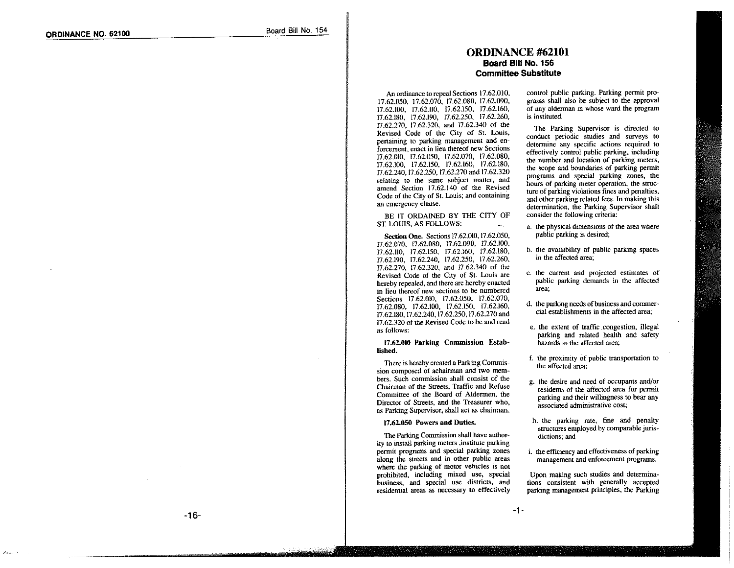# ORDINANCE #62101

## Board Bill No. 156

## Committee Substitute

An ordinance to repeal Sections 17.62.010, 17.62.050, 17.62.070, 17.62.080, 17.62.090, 17.62.100, 17.62.110, 17.62.150, 17.62.160, 17.62.180, 17.62.190, 17.62.250, 17.62.260, 17.62.270, 17.62.320, and 17.62.340 of the Revised Code of the City of St. Louis, pertaining to parking management and enforcement, enact in lieu thereof new Sections 17.62.010, 17.62.050, 17.62.070, 17.62.080, 17.62.100, 17.62.150, 17.62.160, 17.62.180, 17.62.240, 17.62.250, 17.62.270 and 17.62.320 relating to the same subject matter, and amend Section 17.62.140 of the Revised Code of the City of St. Louis; and containing an emergency clause.

BE IT ORDAINED BY THE CITY OF ST. LOUIS, AS FOLLOWS:

**Section One.** Sections 17.62.010, 17.62.050, 17.62.070, 17.62.080, 17.62.090, 17.62.100, 17.62.110, 17.62.150, 17.62.160, 17.62.180, 17.62.190, 17.62.240, 17.62.250, 17.62.260, 17.62.270, 17.62.320, and 17.62.340 of the Revised Code of the City of St. Louis are hereby repealed, and there are hereby enacted in lieu thereof new sections to be numbered Sections 17.62.010, 17.62.050, 17.62.070, 17.62.080, 17.62.100, 17.62.150, 17.62.160, 17.62.180, 17.62.240, 17.62.250, 17.62.270 and 17.62.320 of the Revised Code to be and read as follows:

**17.62.010 Parking Commission Established.**

There is hereby created a Parking Commission composed of achairman and two members. Such commission shall consist of the Chairman of the Streets, Traffic and Refuse Committee of the Board of Aldermen, the Director of Streets, and the Treasurer who, as Parking Supervisor, shall act as chairman.

**17.62.050 Powers and Duties.**

The Parking Commission shall have authority to install parking meters ,institute parking permit programs and special parking zones along the streets and in other public areas where the parking of motor vehicles is not prohibited, including mixed use, special business, and special use districts, and residential areas as necessary to effectively control public parking. Parking permit programs shall also be subject to the approval of any alderman in whose ward the program is instituted.

The Parking Supervisor is directed to conduct periodic studies and surveys to determine any specific actions required to effectively control public parking, including the number and location of parking meters, the scope and boundaries of parking permit programs and special parking zones, the hours of parking meter operation, the structure of parking violations fines and penalties, and other parking related fees. In making this determination, the Parking Supervisor shall consider the following criteria:

a. the physical dimensions of the area where public parking is desired;

b. the availability of public parking spaces in the affected area;

c. the current and projected estimates of public parking demands in the affected area;

d. the parking needs of business and commercial establishments in the affected area;

e. the extent of traffic congestion, illegal parking and related health and safety hazards in the affected area;

f. the proximity of public transportation to the affected area;

g. the desire and need of occupants and/or residents of the affected area for permit parking and their willingness to bear any associated administrative cost;

h. the parking rate, fine and penalty structures employed by comparable jurisdictions; and

i. the efficiency and effectiveness of parking management and enforcement programs.

Upon making such studies and determinations consistent with generally accepted parking management principles, the Parking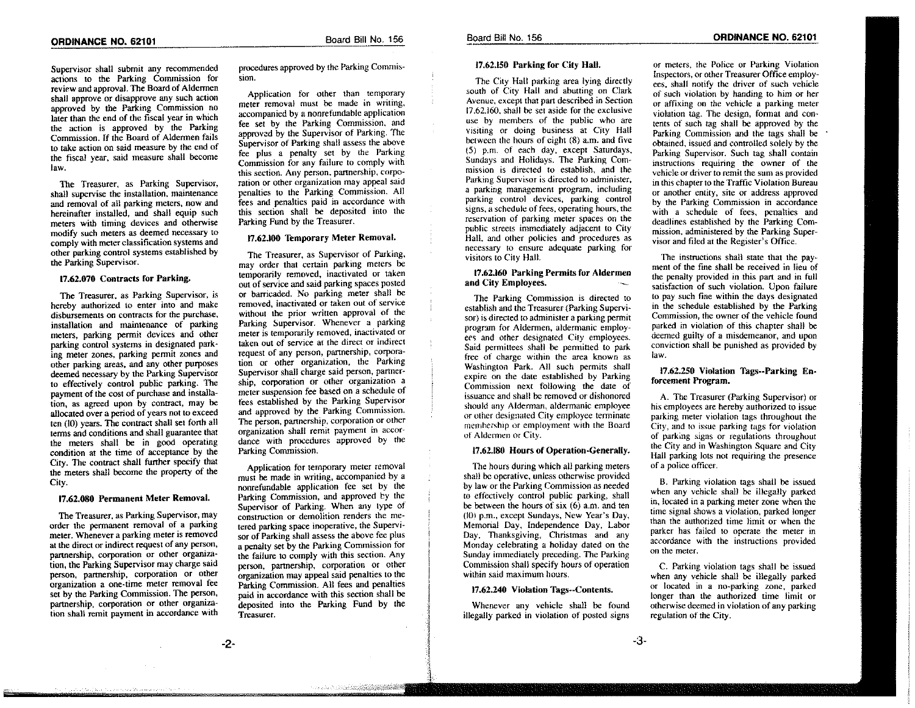Supervisor shall submit any recommended actions to the Parking Commission for review and approval. The Board of Aldermen shall approve or disapprove any such action approved by the Parking Commission no later than the end of the fiscal year in which the action is approved by the Parking Commission. If the Board of Aldermen fails to take action on said measure by the end of the fiscal year, said measure shall become law.

The Treasurer, as Parking Supervisor, shall supervise the installation, maintenance and removal of all parking meters, now and hereinafter installed, and shall equip such meters with timing devices and otherwise modify such meters as deemed necessary to comply with meter classification systems and other parking control systems established by the Parking Supervisor.

### 17.62.070 Contracts for Parking.

The Treasurer, as Parking Supervisor, is hereby authorized to enter into and make disbursements on contracts for the purchase, installation and maintenance of parking meters, parking permit devices and other parking control systems in designated parking meter zones, parking permit zones and other parking areas, and any other purposes deemed necessary by the Parking Supervisor to effectively control public parking. The payment of the cost of purchase and installation, as agreed upon by contract, may be allocated over a period of years not to exceed ten (10) years. The contract shall set forth all terms and conditions and shall guarantee that the meters shall be in good operating condition at the time of acceptance by the City. The contract shall further specify that the meters shall become the property of the City.

### 17.62.080 Permanent Meter Removal.

The Treasurer, as Parking Supervisor, may order the permanent removal of a parking meter. Whenever a parking meter is removed at the direct or indirect request of any person, partnership, corporation or other organization, the Parking Supervisor may charge said person, partnership, corporation or other organization a one-time meter removal fee set by the Parking Commission. The person, partnership, corporation or other organization shall remit payment in accordance with procedures approved by the Parking Commission.

Application for other than temporary meter removal must be made in writing, accompanied by a nonrefundable application fee set by the Parking Commission, and approved by the Supervisor of Parking. The Supervisor of Parking shall assess the above fee plus a penalty set by the Parking Commission for any failure to comply with this section. Any person, partnership, corporation or other organization may appeal said penalties to the Parking Commission. All fees and penalties paid in accordance with this section shall be deposited into the Parking Fund by the Treasurer.

### 17.62.100 Temporary Meter Removal.

The Treasurer, as Supervisor of Parking, may order that certain parking meters be temporarily removed, inactivated or taken out of service and said parking spaces posted or barricaded. No parking meter shall be removed, inactivated or taken out of service without the prior written approval of the Parking Supervisor. Whenever a parking meter is temporarily removed, inactivated or taken out of service at the direct or indirect request of any person, partnership, corporation or other organization, the Parking Supervisor shall charge said person, partnership, corporation or other organization a meter suspension fee based on a schedule of fees established by the Parking Supervisor and approved by the Parking Commission. The person, partnership, corporation or other organization shall remit payment in accordance with procedures approved by the Parking Commission.

Application for temporary meter removal must be made in writing, accompanied by a nonrefundable application fee set by the Parking Commission, and approved by the Supervisor of Parking. When any type of construction or demolition renders the metered parking space inoperative, the Supervisor of Parking shall assess the above fee plus a penalty set by the Parking Commission for the failure to comply with this section. Any person, partnership, corporation or other organization may appeal said penalties to the Parking Commission. All fees and penalties paid in accordance with this section shall be deposited into the Parking Fund by the Treasurer.

### 17.62.150 Parking for City Hall.

The City Hall parking area lying directly south of City Hall and abutting on Clark Avenue, except that part described in Section 17.62.160, shall be set aside for the exclusive use by members of the public who are visiting or doing business at City Hall between the hours of eight (8) a.m. and five (5) p.m. of each day, except Saturdays, Sundays and Holidays. The Parking Commission is directed to establish, and the Parking Supervisor is directed to administer, a parking management program, including parking control devices, parking control signs, a schedule of fees, operating hours, the reservation of parking meter spaces on the public streets immediately adjacent to City Hall, and other policies and procedures as necessary to ensure adequate parking for visitors to City Hall.

### 17.62.160 Parking Permits for Aldermen and City Employees.

The Parking Commission is directed to establish and the Treasurer (Parking Supervisor) is directed to administer a parking permit program for Aldermen, aldermanic employees and other designated City employees. Said permittees shall be permitted to park free of charge within the area known as Washington Park. All such permits shall expire on the date established by Parking Commission next following the date of issuance and shall be removed or dishonored should any Alderman, aldermanic employee or other designated City employee terminate membership or employment with the Board of Aldermen or City.

### 17.62.180 Hours of Operation-Generally.

The hours during which all parking meters shall be operative, unless otherwise provided by law or the Parking Commission as needed to effectively control public parking, shall be between the hours of six (6) a.m. and ten (10) p.m., except Sundays, New Year's Day, Memorial Day, Independence Day, Labor Day, Thanksgiving, Christmas and any Monday celebrating a holiday dated on the Sunday immediately preceding. The Parking Commission shall specify hours of operation within said maximum hours.

### 17.62.240 Violation Tags--Contents.

Whenever any vehicle shall be found illegally parked in violation of posted signs or meters, the Police or Parking Violation Inspectors, or other Treasurer Office employees, shall notify the driver of such vehicle of such violation by handing to him or her or affixing on the vehicle a parking meter violation tag. The design, format and contents of such tag shall be approved by the Parking Commission and the tags shall be obtained, issued and controlled solely by the Parking Supervisor. Such tag shall contain instructions requiring the owner of the vehicle or driver to remit the sum as provided in this chapter to the Traffic Violation Bureau or another entity, site or address approved by the Parking Commission in accordance with a schedule of fees, penalties and deadlines established by the Parking Commission, administered by the Parking Supervisor and filed at the Register's Office.

The instructions shall state that the payment of the fine shall be received in lieu of the penalty provided in this part and in full satisfaction of such violation. Upon failure to pay such fine within the days designated in the schedule established by the Parking Commission, the owner of the vehicle found parked in violation of this chapter shall be deemed guilty of a misdemeanor, and upon conviction shall be punished as provided by law.

### 17.62.250 Violation Tags--Parking Enforcement Program.

A. The Treasurer (Parking Supervisor) or his employees are hereby authorized to issue parking meter violation tags throughout the City, and to issue parking tags for violation of parking signs or regulations throughout the City and in Washington Square and City Hall parking lots not requiring the presence of a police officer.

B. Parking violation tags shall be issued when any vehicle shall be illegally parked in, located in a parking meter zone when the time signal shows a violation, parked longer than the authorized time limit or when the parker has failed to operate the meter in accordance with the instructions provided on the meter.

C. Parking violation tags shall be issued when any vehicle shall be illegally parked or located in a no-parking zone, parked longer than the authorized time limit or otherwise deemed in violation of any parking regulation of the City.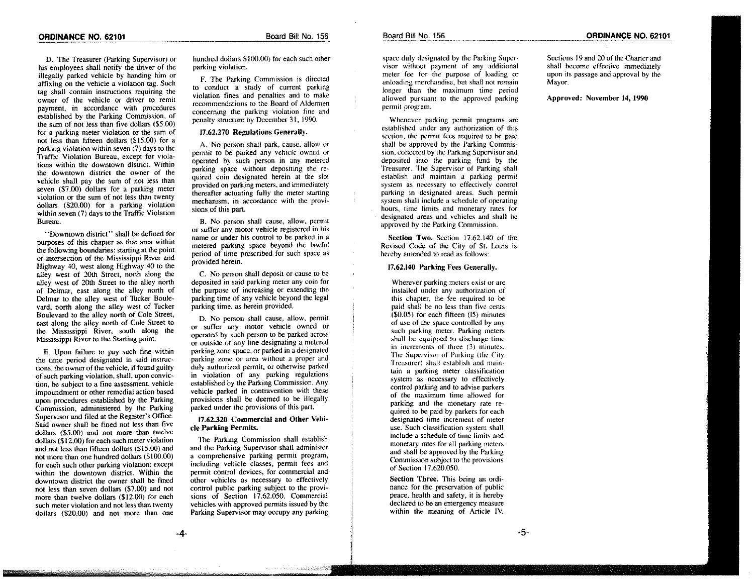D. The Treasurer (Parking Supervisor) or his employees shall notify the driver of the illegally parked vehicle by handing him or affixing on the vehicle a violation tag. Such tag shall contain instructions requiring the owner of the vehicle or driver to remit payment, in accordance with procedures established by the Parking Commission, of the sum of not less than five dollars ($5.00) for a parking meter violation or the sum of not less than fifteen dollars ($15.00) for a parking violation within seven (7) days to the Traffic Violation Bureau, except for violations within the downtown district. Within the downtown district the owner of the vehicle shall pay the sum of not less than seven ($7.00) dollars for a parking meter violation or the sum of not less than twenty dollars ($20.00) for a parking violation within seven (7) days to the Traffic Violation Bureau.

"Downtown district" shall be defined for purposes of this chapter as that area within the following boundaries: starting at the point of intersection of the Mississippi River and Highway 40, west along Highway 40 to the alley west of 20th Street, north along the alley west of 20th Street to the alley north of Delmar, east along the alley north of Delmar to the alley west of Tucker Boulevard, north along the alley west of Tucker Boulevard to the alley north of Cole Street, east along the alley north of Cole Street to the Mississippi River, south along the Mississippi River to the Starting point.

E. Upon failure to pay such fine within the time period designated in said instructions, the owner of the vehicle, if found guilty of such parking violation, shall, upon conviction, be subject to a fine assessment, vehicle impoundment or other remedial action based upon procedures established by the Parking Commission, administered by the Parking Supervisor and filed at the Register's Office. Said owner shall be fined not less than five dollars ($5.00) and not more than twelve dollars ($12.00) for each such meter violation and not less than fifteen dollars ($15.00) and not more than one hundred dollars ($100.00) for each such other parking violation: except within the downtown district. Within the downtown district the owner shall be fined not less than seven dollars ($7.00) and not more than twelve dollars ($12.00) for each such meter violation and not less than twenty dollars ($20.00) and not more than one hundred dollars $100.00) for each such other parking violation.

F. The Parking Commission is directed to conduct a study of current parking violation fines and penalties and to make recommendations to the Board of Aldermen concerning the parking violation fine and penalty structure by December 31, 1990.

**17.62.270 Regulations Generally.**

A. No person shall park, cause, allow or permit to be parked any vehicle owned or operated by such person in any metered parking space without depositing the required coin designated herein at the slot provided on parking meters, and immediately thereafter actuating fully the meter starting mechanism, in accordance with the provisions of this part.

B. No person shall cause, allow, permit or suffer any motor vehicle registered in his name or under his control to be parked in a metered parking space beyond the lawful period of time prescribed for such space as provided herein.

C. No person shall deposit or cause to be deposited in said parking meter any coin for the purpose of increasing or extending the parking time of any vehicle beyond the legal parking time, as herein provided.

D. No person shall cause, allow, permit or suffer any motor vehicle owned or operated by such person to be parked across or outside of any line designating a metered parking zone space, or parked in a designated parking zone or area without a proper and duly authorized permit, or otherwise parked in violation of any parking regulations established by the Parking Commission. Any vehicle parked in contravention with these provisions shall be deemed to be illegally parked under the provisions of this part.

**17.62.320 Commercial and Other Vehicle Parking Permits.**

The Parking Commission shall establish and the Parking Supervisor shall administer a comprehensive parking permit program, including vehicle classes, permit fees and permit control devices, for commercial and other vehicles as necessary to effectively control public parking subject to the provisions of Section 17.62.050. Commercial vehicles with approved permits issued by the Parking Supervisor may occupy any parking space duly designated by the Parking Supervisor without payment of any additional meter fee for the purpose of loading or unloading merchandise, but shall not remain longer than the maximum time period allowed pursuant to the approved parking permit program.

Whenever parking permit programs are established under any authorization of this section, the permit fees required to be paid shall be approved by the Parking Commission, collected by the Parking Supervisor and deposited into the parking fund by the Treasurer. The Supervisor of Parking shall establish and maintain a parking permit system as necessary to effectively control parking in designated areas. Such permit system shall include a schedule of operating hours, time limits and monetary rates for designated areas and vehicles and shall be approved by the Parking Commission.

**Section Two.** Section 17.62.140 of the Revised Code of the City of St. Louis is hereby amended to read as follows:

**17.62.140 Parking Fees Generally.**

Wherever parking meters exist or are installed under any authorization of this chapter, the fee required to be paid shall be no less than five cents ($0.05) for each fifteen (15) minutes of use of the space controlled by any such parking meter. Parking meters shall be equipped to discharge time in increments of three (3) minutes. The Supervisor of Parking (the City Treasurer) shall establish and maintain a parking meter classification system as necessary to effectively control parking and to advise parkers of the maximum time allowed for parking and the monetary rate required to be paid by parkers for each designated time increment of meter use. Such classification system shall include a schedule of time limits and monetary rates for all parking meters and shall be approved by the Parking Commission subject to the provisions of Section 17.620.050.

**Section Three.** This being an ordinance for the preservation of public peace, health and safety, it is hereby declared to be an emergency measure within the meaning of Article IV, Sections 19 and 20 of the Charter and shall become effective immediately upon its passage and approval by the Mayor.

**Approved: November 14, 1990**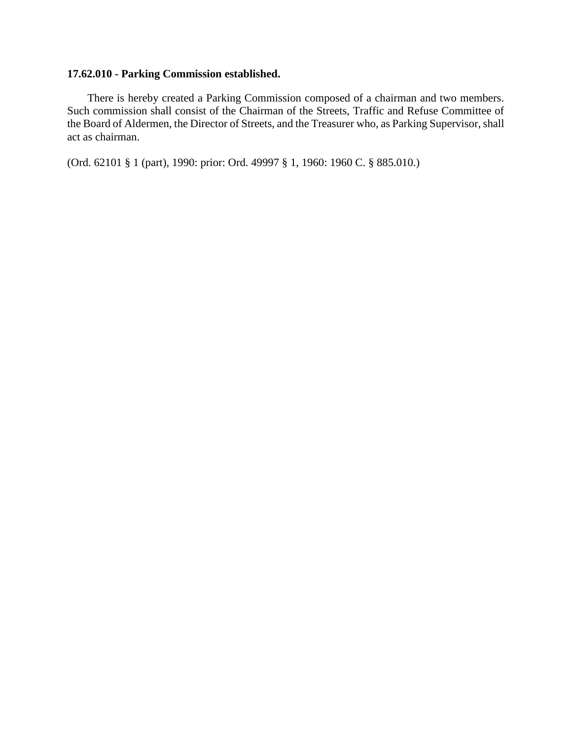**17.62.010 - Parking Commission established.**

There is hereby created a Parking Commission composed of a chairman and two members. Such commission shall consist of the Chairman of the Streets, Traffic and Refuse Committee of the Board of Aldermen, the Director of Streets, and the Treasurer who, as Parking Supervisor, shall act as chairman.

(Ord. 62101 § 1 (part), 1990: prior: Ord. 49997 § 1, 1960: 1960 C. § 885.010.)